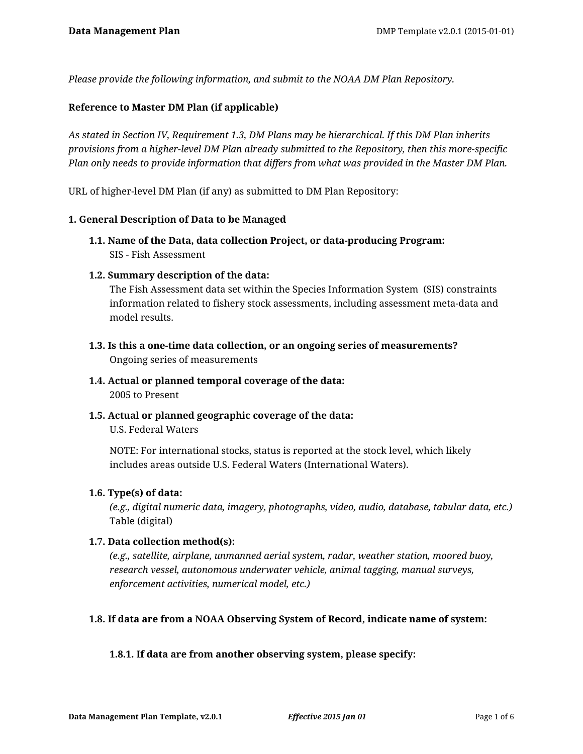*Please provide the following information, and submit to the NOAA DM Plan Repository.*

**Reference to Master DM Plan (if applicable)**

*As stated in Section IV, Requirement 1.3, DM Plans may be hierarchical. If this DM Plan inherits provisions from a higher-level DM Plan already submitted to the Repository, then this more-specific Plan only needs to provide information that differs from what was provided in the Master DM Plan.*

URL of higher-level DM Plan (if any) as submitted to DM Plan Repository:

**1. General Description of Data to be Managed**

**1.1. Name of the Data, data collection Project, or data-producing Program:**
SIS - Fish Assessment

**1.2. Summary description of the data:**
The Fish Assessment data set within the Species Information System (SIS) constraints information related to fishery stock assessments, including assessment meta-data and model results.

**1.3. Is this a one-time data collection, or an ongoing series of measurements?**
Ongoing series of measurements

**1.4. Actual or planned temporal coverage of the data:**
2005 to Present

**1.5. Actual or planned geographic coverage of the data:**
U.S. Federal Waters

NOTE: For international stocks, status is reported at the stock level, which likely includes areas outside U.S. Federal Waters (International Waters).

**1.6. Type(s) of data:**
*(e.g., digital numeric data, imagery, photographs, video, audio, database, tabular data, etc.)*
Table (digital)

**1.7. Data collection method(s):**
*(e.g., satellite, airplane, unmanned aerial system, radar, weather station, moored buoy, research vessel, autonomous underwater vehicle, animal tagging, manual surveys, enforcement activities, numerical model, etc.)*

**1.8. If data are from a NOAA Observing System of Record, indicate name of system:**

**1.8.1. If data are from another observing system, please specify:**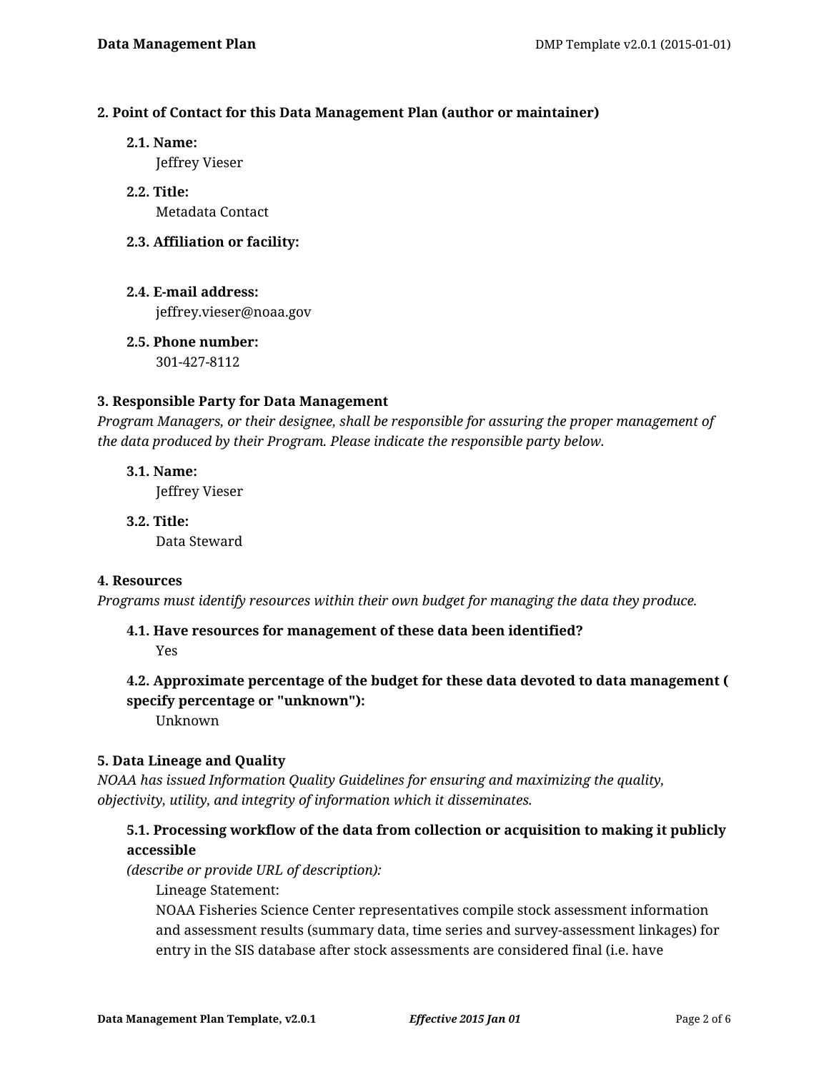### 2. Point of Contact for this Data Management Plan (author or maintainer)

**2.1. Name:**
Jeffrey Vieser

**2.2. Title:**
Metadata Contact

**2.3. Affiliation or facility:**

**2.4. E-mail address:**
jeffrey.vieser@noaa.gov

**2.5. Phone number:**
301-427-8112

### 3. Responsible Party for Data Management

*Program Managers, or their designee, shall be responsible for assuring the proper management of the data produced by their Program. Please indicate the responsible party below.*

**3.1. Name:**
Jeffrey Vieser

**3.2. Title:**
Data Steward

### 4. Resources

*Programs must identify resources within their own budget for managing the data they produce.*

**4.1. Have resources for management of these data been identified?**
Yes

**4.2. Approximate percentage of the budget for these data devoted to data management ( specify percentage or "unknown"):**
Unknown

### 5. Data Lineage and Quality

*NOAA has issued Information Quality Guidelines for ensuring and maximizing the quality, objectivity, utility, and integrity of information which it disseminates.*

**5.1. Processing workflow of the data from collection or acquisition to making it publicly accessible**
*(describe or provide URL of description):*

Lineage Statement:
NOAA Fisheries Science Center representatives compile stock assessment information and assessment results (summary data, time series and survey-assessment linkages) for entry in the SIS database after stock assessments are considered final (i.e. have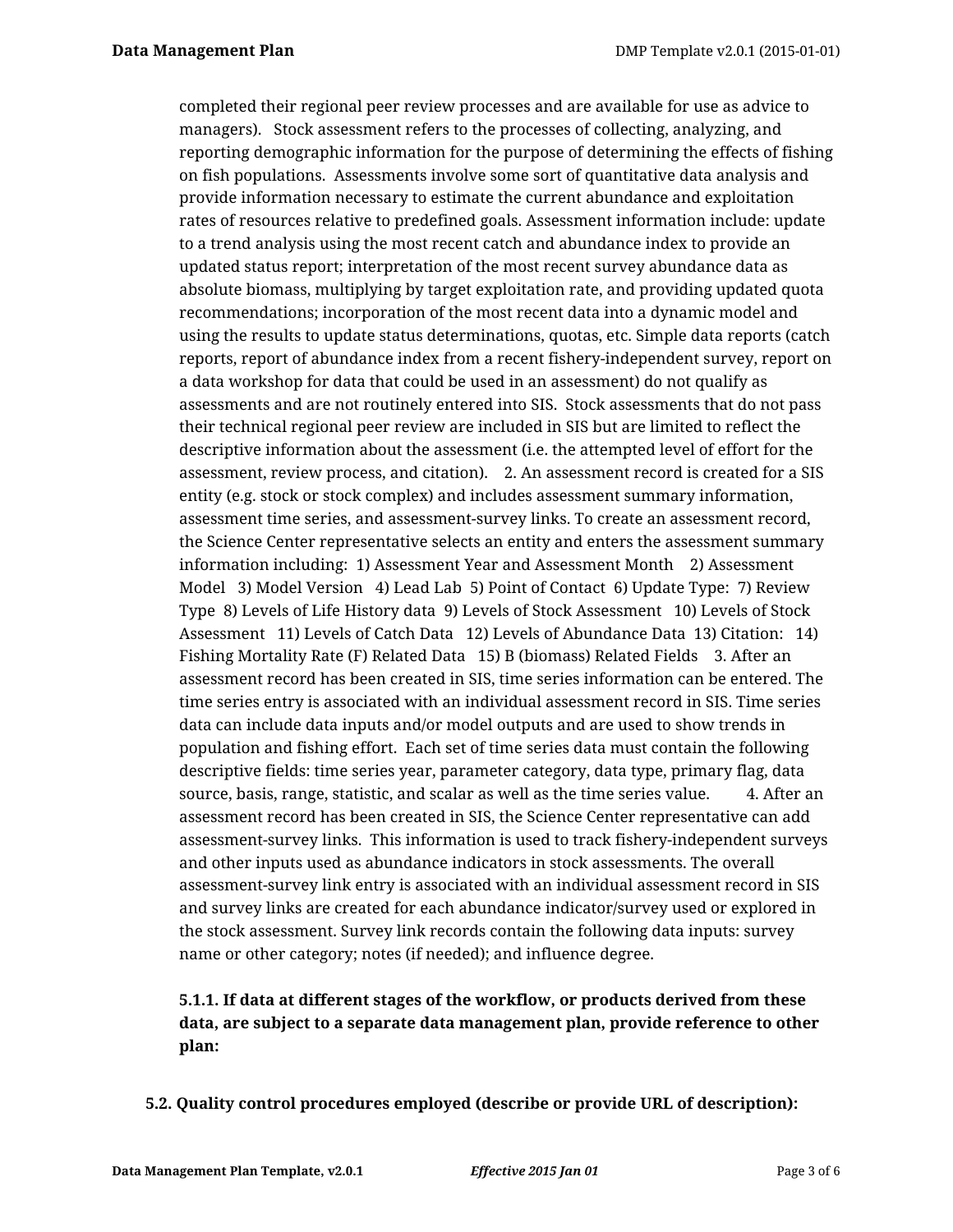completed their regional peer review processes and are available for use as advice to managers). Stock assessment refers to the processes of collecting, analyzing, and reporting demographic information for the purpose of determining the effects of fishing on fish populations. Assessments involve some sort of quantitative data analysis and provide information necessary to estimate the current abundance and exploitation rates of resources relative to predefined goals. Assessment information include: update to a trend analysis using the most recent catch and abundance index to provide an updated status report; interpretation of the most recent survey abundance data as absolute biomass, multiplying by target exploitation rate, and providing updated quota recommendations; incorporation of the most recent data into a dynamic model and using the results to update status determinations, quotas, etc. Simple data reports (catch reports, report of abundance index from a recent fishery-independent survey, report on a data workshop for data that could be used in an assessment) do not qualify as assessments and are not routinely entered into SIS. Stock assessments that do not pass their technical regional peer review are included in SIS but are limited to reflect the descriptive information about the assessment (i.e. the attempted level of effort for the assessment, review process, and citation). 2. An assessment record is created for a SIS entity (e.g. stock or stock complex) and includes assessment summary information, assessment time series, and assessment-survey links. To create an assessment record, the Science Center representative selects an entity and enters the assessment summary information including: 1) Assessment Year and Assessment Month 2) Assessment Model 3) Model Version 4) Lead Lab 5) Point of Contact 6) Update Type: 7) Review Type 8) Levels of Life History data 9) Levels of Stock Assessment 10) Levels of Stock Assessment 11) Levels of Catch Data 12) Levels of Abundance Data 13) Citation: 14) Fishing Mortality Rate (F) Related Data 15) B (biomass) Related Fields 3. After an assessment record has been created in SIS, time series information can be entered. The time series entry is associated with an individual assessment record in SIS. Time series data can include data inputs and/or model outputs and are used to show trends in population and fishing effort. Each set of time series data must contain the following descriptive fields: time series year, parameter category, data type, primary flag, data source, basis, range, statistic, and scalar as well as the time series value. 4. After an assessment record has been created in SIS, the Science Center representative can add assessment-survey links. This information is used to track fishery-independent surveys and other inputs used as abundance indicators in stock assessments. The overall assessment-survey link entry is associated with an individual assessment record in SIS and survey links are created for each abundance indicator/survey used or explored in the stock assessment. Survey link records contain the following data inputs: survey name or other category; notes (if needed); and influence degree.

**5.1.1. If data at different stages of the workflow, or products derived from these data, are subject to a separate data management plan, provide reference to other plan:**

**5.2. Quality control procedures employed (describe or provide URL of description):**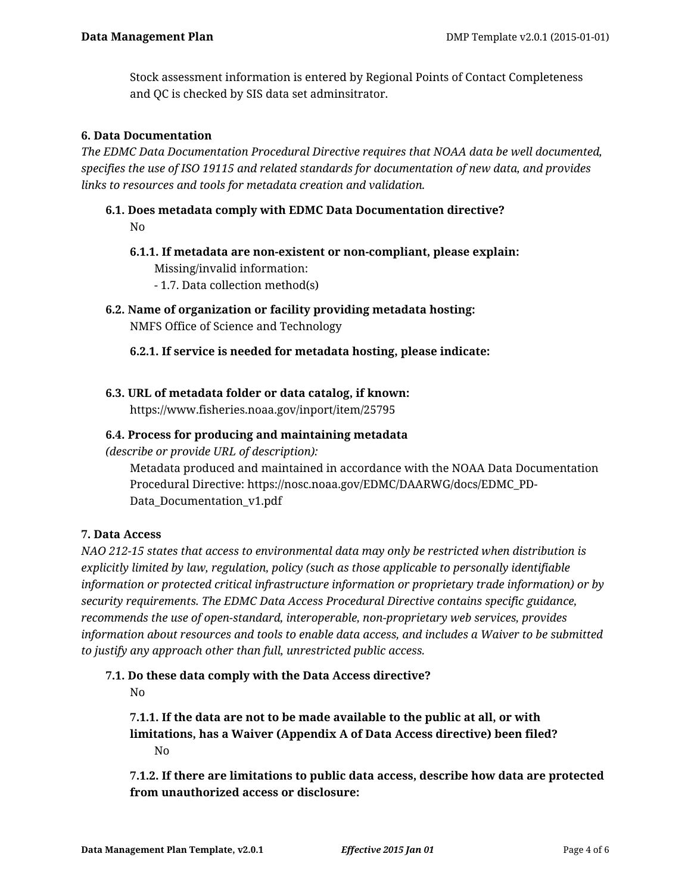Stock assessment information is entered by Regional Points of Contact Completeness and QC is checked by SIS data set adminsitrator.

### 6. Data Documentation

*The EDMC Data Documentation Procedural Directive requires that NOAA data be well documented, specifies the use of ISO 19115 and related standards for documentation of new data, and provides links to resources and tools for metadata creation and validation.*

**6.1. Does metadata comply with EDMC Data Documentation directive?**

No

**6.1.1. If metadata are non-existent or non-compliant, please explain:**

Missing/invalid information:
- 1.7. Data collection method(s)

**6.2. Name of organization or facility providing metadata hosting:**

NMFS Office of Science and Technology

**6.2.1. If service is needed for metadata hosting, please indicate:**

**6.3. URL of metadata folder or data catalog, if known:**

https://www.fisheries.noaa.gov/inport/item/25795

**6.4. Process for producing and maintaining metadata**
*(describe or provide URL of description):*

Metadata produced and maintained in accordance with the NOAA Data Documentation Procedural Directive: https://nosc.noaa.gov/EDMC/DAARWG/docs/EDMC_PD-Data_Documentation_v1.pdf

### 7. Data Access

*NAO 212-15 states that access to environmental data may only be restricted when distribution is explicitly limited by law, regulation, policy (such as those applicable to personally identifiable information or protected critical infrastructure information or proprietary trade information) or by security requirements. The EDMC Data Access Procedural Directive contains specific guidance, recommends the use of open-standard, interoperable, non-proprietary web services, provides information about resources and tools to enable data access, and includes a Waiver to be submitted to justify any approach other than full, unrestricted public access.*

**7.1. Do these data comply with the Data Access directive?**

No

**7.1.1. If the data are not to be made available to the public at all, or with limitations, has a Waiver (Appendix A of Data Access directive) been filed?**

No

**7.1.2. If there are limitations to public data access, describe how data are protected from unauthorized access or disclosure:**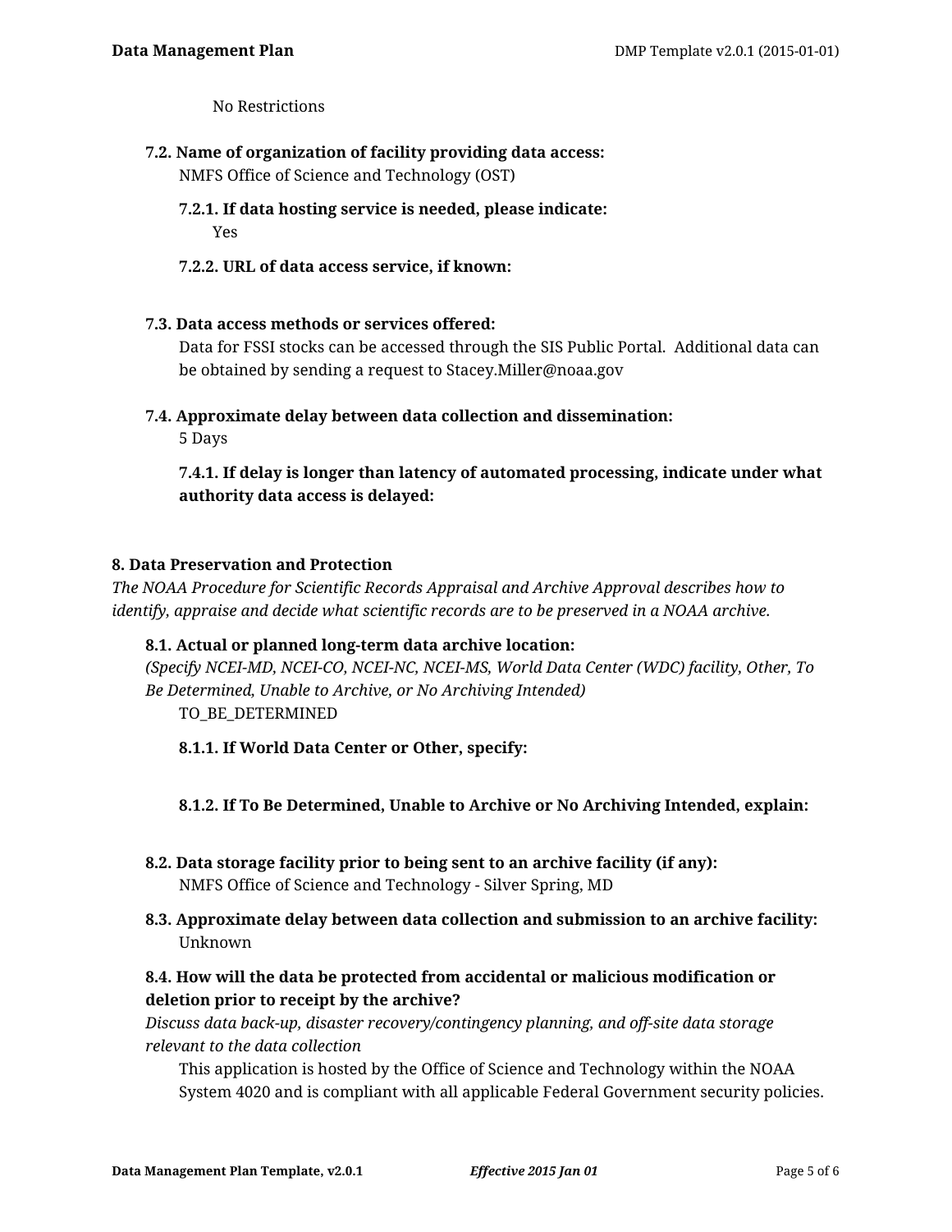No Restrictions

**7.2. Name of organization of facility providing data access:**

NMFS Office of Science and Technology (OST)

**7.2.1. If data hosting service is needed, please indicate:**

Yes

**7.2.2. URL of data access service, if known:**

**7.3. Data access methods or services offered:**

Data for FSSI stocks can be accessed through the SIS Public Portal. Additional data can be obtained by sending a request to Stacey.Miller@noaa.gov

**7.4. Approximate delay between data collection and dissemination:**

5 Days

**7.4.1. If delay is longer than latency of automated processing, indicate under what authority data access is delayed:**

## 8. Data Preservation and Protection

*The NOAA Procedure for Scientific Records Appraisal and Archive Approval describes how to identify, appraise and decide what scientific records are to be preserved in a NOAA archive.*

**8.1. Actual or planned long-term data archive location:**

*(Specify NCEI-MD, NCEI-CO, NCEI-NC, NCEI-MS, World Data Center (WDC) facility, Other, To Be Determined, Unable to Archive, or No Archiving Intended)*

TO_BE_DETERMINED

**8.1.1. If World Data Center or Other, specify:**

**8.1.2. If To Be Determined, Unable to Archive or No Archiving Intended, explain:**

**8.2. Data storage facility prior to being sent to an archive facility (if any):**

NMFS Office of Science and Technology - Silver Spring, MD

**8.3. Approximate delay between data collection and submission to an archive facility:**

Unknown

**8.4. How will the data be protected from accidental or malicious modification or deletion prior to receipt by the archive?**

*Discuss data back-up, disaster recovery/contingency planning, and off-site data storage relevant to the data collection*

This application is hosted by the Office of Science and Technology within the NOAA System 4020 and is compliant with all applicable Federal Government security policies.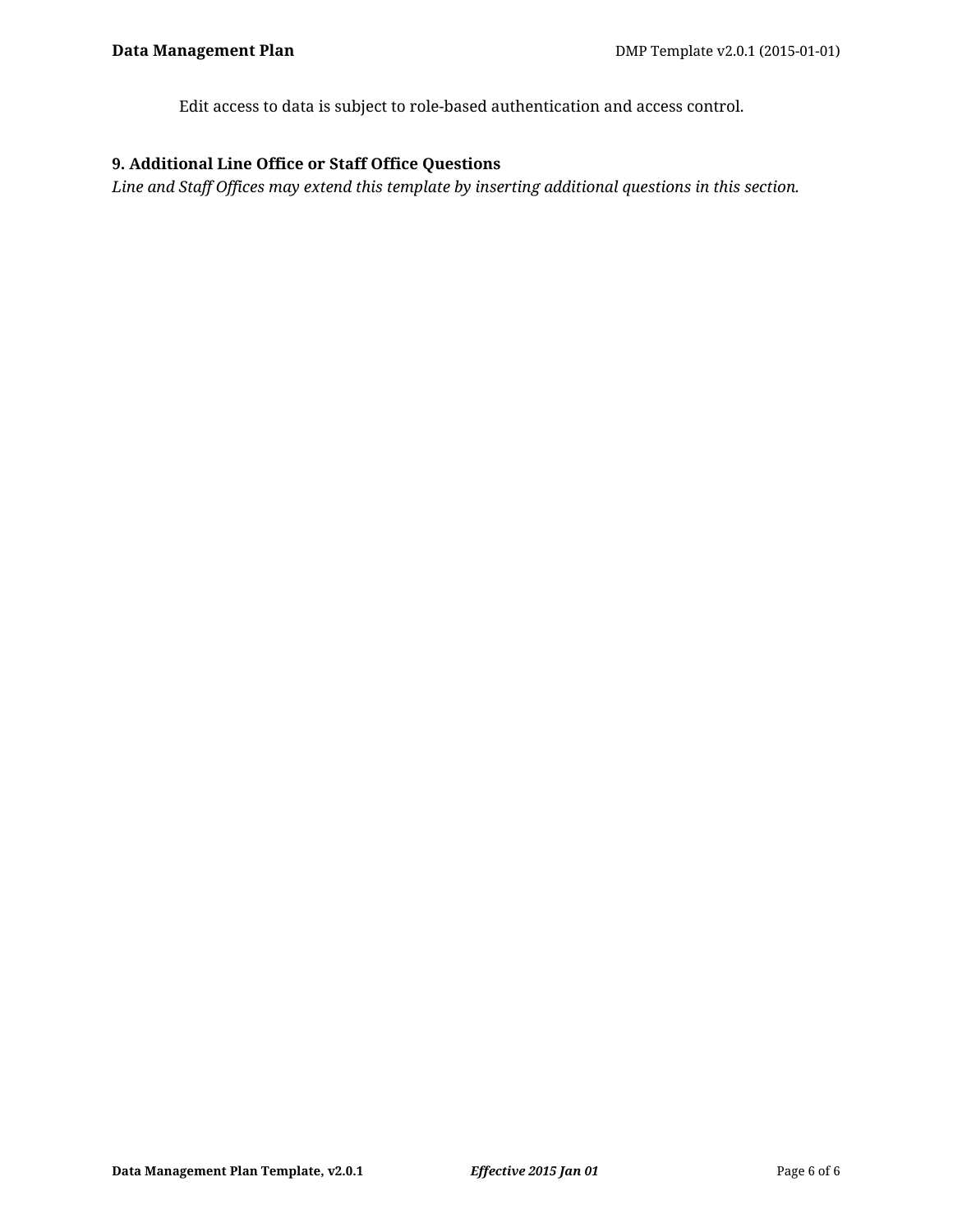Edit access to data is subject to role-based authentication and access control.

### 9. Additional Line Office or Staff Office Questions

*Line and Staff Offices may extend this template by inserting additional questions in this section.*